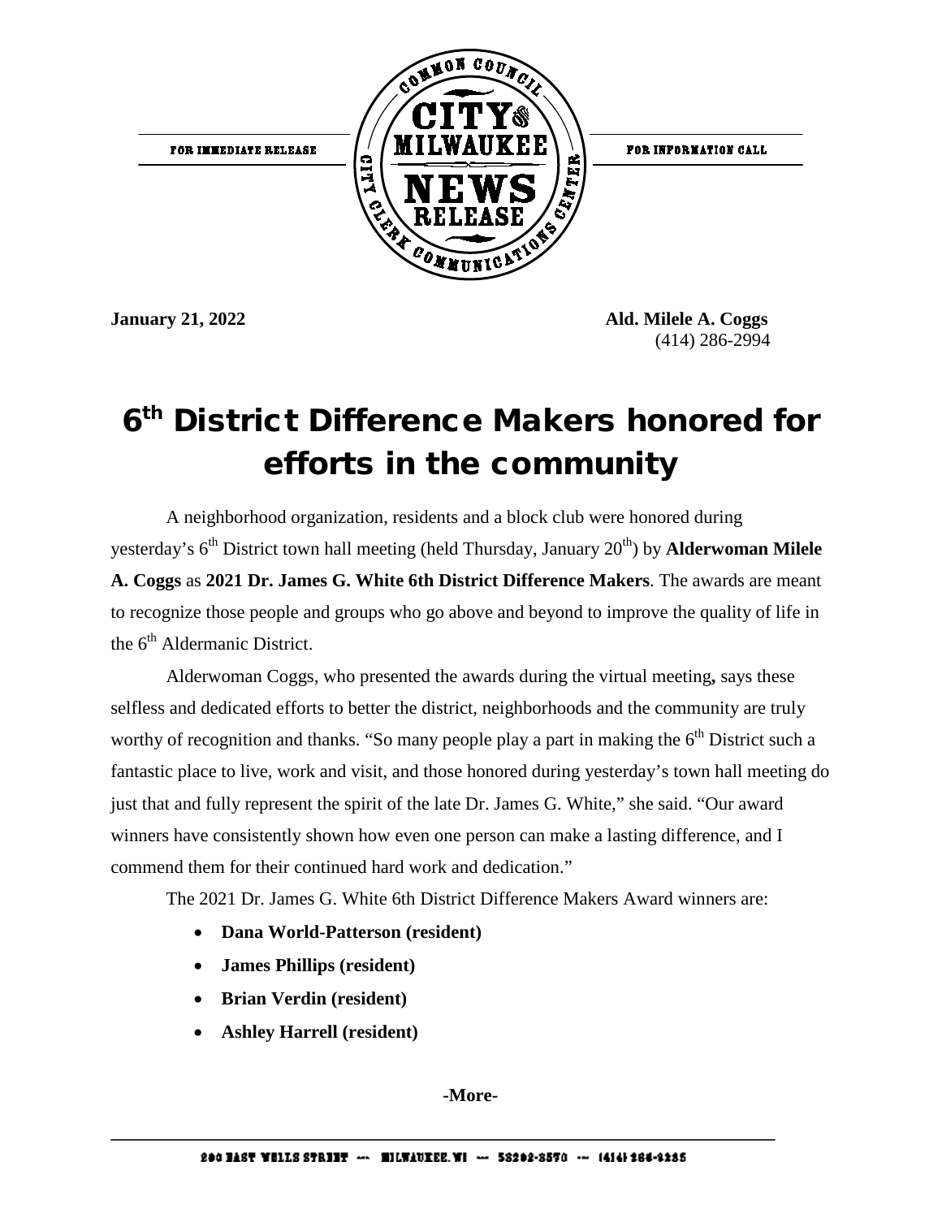FOR IMMEDIATE RELEASE

FOR INFORMATION CALL

**January 21, 2022**

**Ald. Milele A. Coggs**
(414) 286-2994

# 6th District Difference Makers honored for efforts in the community

A neighborhood organization, residents and a block club were honored during yesterday's 6th District town hall meeting (held Thursday, January 20th) by **Alderwoman Milele A. Coggs** as **2021 Dr. James G. White 6th District Difference Makers**. The awards are meant to recognize those people and groups who go above and beyond to improve the quality of life in the 6th Aldermanic District.

Alderwoman Coggs, who presented the awards during the virtual meeting**,** says these selfless and dedicated efforts to better the district, neighborhoods and the community are truly worthy of recognition and thanks. "So many people play a part in making the 6th District such a fantastic place to live, work and visit, and those honored during yesterday's town hall meeting do just that and fully represent the spirit of the late Dr. James G. White," she said. "Our award winners have consistently shown how even one person can make a lasting difference, and I commend them for their continued hard work and dedication."

The 2021 Dr. James G. White 6th District Difference Makers Award winners are:

- **Dana World-Patterson (resident)**
- **James Phillips (resident)**
- **Brian Verdin (resident)**
- **Ashley Harrell (resident)**

**-More-**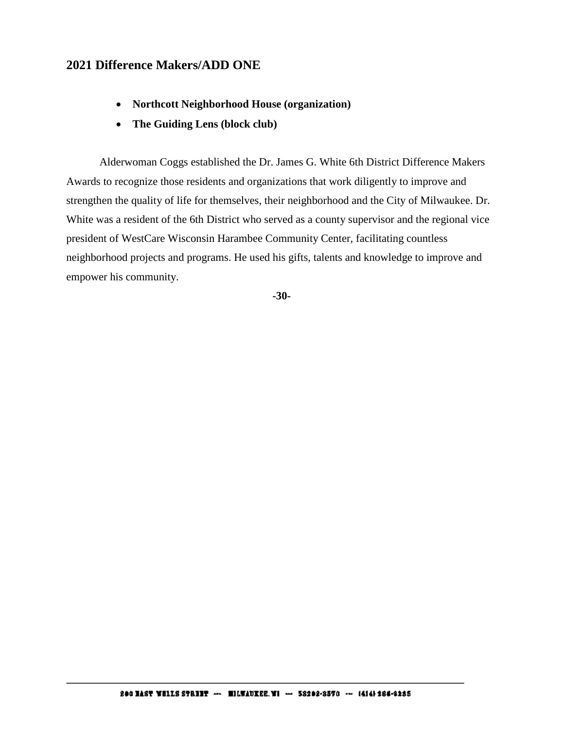## 2021 Difference Makers/ADD ONE

- **Northcott Neighborhood House (organization)**
- **The Guiding Lens (block club)**

Alderwoman Coggs established the Dr. James G. White 6th District Difference Makers Awards to recognize those residents and organizations that work diligently to improve and strengthen the quality of life for themselves, their neighborhood and the City of Milwaukee. Dr. White was a resident of the 6th District who served as a county supervisor and the regional vice president of WestCare Wisconsin Harambee Community Center, facilitating countless neighborhood projects and programs. He used his gifts, talents and knowledge to improve and empower his community.

**-30-**